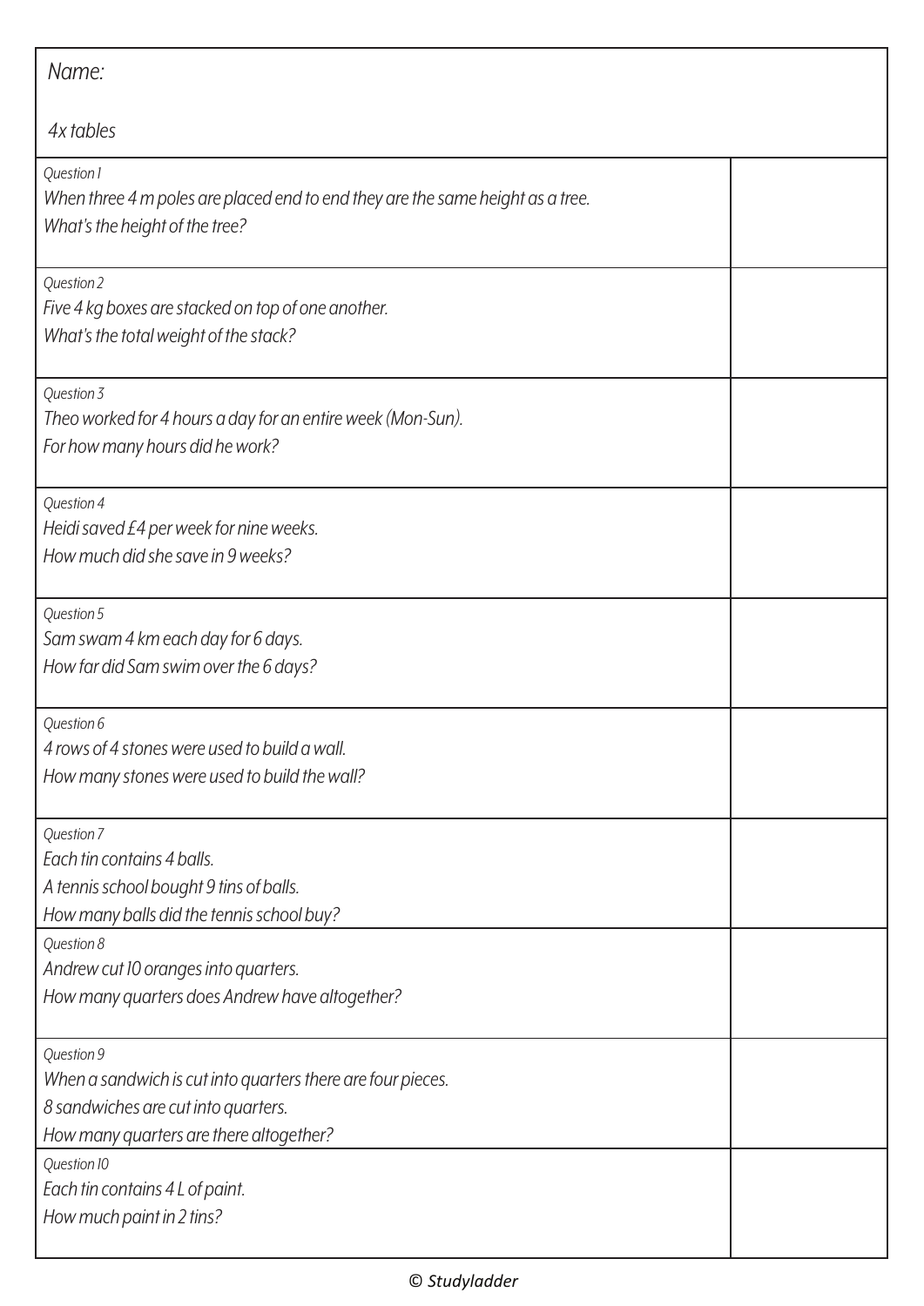Name:

4x tables

| | |
|---|---|
| Question 1<br>When three 4 m poles are placed end to end they are the same height as a tree.<br>What's the height of the tree? | |
| Question 2<br>Five 4 kg boxes are stacked on top of one another.<br>What's the total weight of the stack? | |
| Question 3<br>Theo worked for 4 hours a day for an entire week (Mon-Sun).<br>For how many hours did he work? | |
| Question 4<br>Heidi saved £4 per week for nine weeks.<br>How much did she save in 9 weeks? | |
| Question 5<br>Sam swam 4 km each day for 6 days.<br>How far did Sam swim over the 6 days? | |
| Question 6<br>4 rows of 4 stones were used to build a wall.<br>How many stones were used to build the wall? | |
| Question 7<br>Each tin contains 4 balls.<br>A tennis school bought 9 tins of balls.<br>How many balls did the tennis school buy? | |
| Question 8<br>Andrew cut 10 oranges into quarters.<br>How many quarters does Andrew have altogether? | |
| Question 9<br>When a sandwich is cut into quarters there are four pieces.<br>8 sandwiches are cut into quarters.<br>How many quarters are there altogether? | |
| Question 10<br>Each tin contains 4 L of paint.<br>How much paint in 2 tins? | |

© Studyladder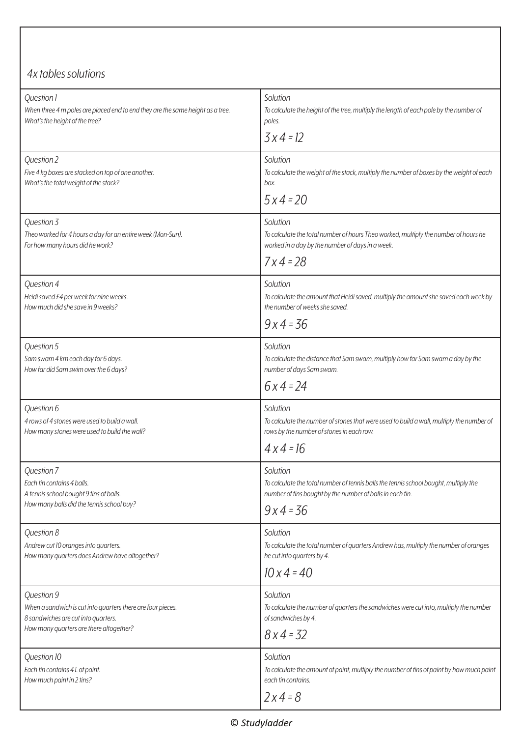## 4x tables solutions

| Question | Solution |
| --- | --- |
| Question 1<br>When three 4 m poles are placed end to end they are the same height as a tree.<br>What's the height of the tree? | Solution<br>To calculate the height of the tree, multiply the length of each pole by the number of poles.<br>$3 \times 4 = 12$ |
| Question 2<br>Five 4 kg boxes are stacked on top of one another.<br>What's the total weight of the stack? | Solution<br>To calculate the weight of the stack, multiply the number of boxes by the weight of each box.<br>$5 \times 4 = 20$ |
| Question 3<br>Theo worked for 4 hours a day for an entire week (Mon-Sun).<br>For how many hours did he work? | Solution<br>To calculate the total number of hours Theo worked, multiply the number of hours he worked in a day by the number of days in a week.<br>$7 \times 4 = 28$ |
| Question 4<br>Heidi saved £4 per week for nine weeks.<br>How much did she save in 9 weeks? | Solution<br>To calculate the amount that Heidi saved, multiply the amount she saved each week by the number of weeks she saved.<br>$9 \times 4 = 36$ |
| Question 5<br>Sam swam 4 km each day for 6 days.<br>How far did Sam swim over the 6 days? | Solution<br>To calculate the distance that Sam swam, multiply how far Sam swam a day by the number of days Sam swam.<br>$6 \times 4 = 24$ |
| Question 6<br>4 rows of 4 stones were used to build a wall.<br>How many stones were used to build the wall? | Solution<br>To calculate the number of stones that were used to build a wall, multiply the number of rows by the number of stones in each row.<br>$4 \times 4 = 16$ |
| Question 7<br>Each tin contains 4 balls.<br>A tennis school bought 9 tins of balls.<br>How many balls did the tennis school buy? | Solution<br>To calculate the total number of tennis balls the tennis school bought, multiply the number of tins bought by the number of balls in each tin.<br>$9 \times 4 = 36$ |
| Question 8<br>Andrew cut 10 oranges into quarters.<br>How many quarters does Andrew have altogether? | Solution<br>To calculate the total number of quarters Andrew has, multiply the number of oranges he cut into quarters by 4.<br>$10 \times 4 = 40$ |
| Question 9<br>When a sandwich is cut into quarters there are four pieces.<br>8 sandwiches are cut into quarters.<br>How many quarters are there altogether? | Solution<br>To calculate the number of quarters the sandwiches were cut into, multiply the number of sandwiches by 4.<br>$8 \times 4 = 32$ |
| Question 10<br>Each tin contains 4 L of paint.<br>How much paint in 2 tins? | Solution<br>To calculate the amount of paint, multiply the number of tins of paint by how much paint each tin contains.<br>$2 \times 4 = 8$ |

© Studyladder